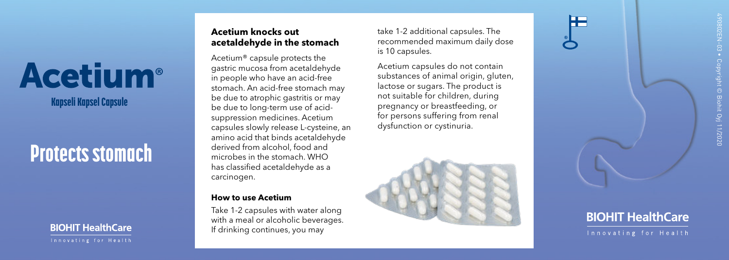# Acetium®

Kapseli Kapsel Capsule

# Protects stomach

BIOHIT HealthCare

Innovating for Health

## Acetium knocks out acetaldehyde in the stomach

Acetium® capsule protects the gastric mucosa from acetaldehyde in people who have an acid-free stomach. An acid-free stomach may be due to atrophic gastritis or may be due to long-term use of acid-suppression medicines. Acetium capsules slowly release L-cysteine, an amino acid that binds acetaldehyde derived from alcohol, food and microbes in the stomach. WHO has classified acetaldehyde as a carcinogen.

### How to use Acetium

Take 1-2 capsules with water along with a meal or alcoholic beverages. If drinking continues, you may take 1-2 additional capsules. The recommended maximum daily dose is 10 capsules.

Acetium capsules do not contain substances of animal origin, gluten, lactose or sugars. The product is not suitable for children, during pregnancy or breastfeeding, or for persons suffering from renal dysfunction or cystinuria.

BIOHIT HealthCare

Innovating for Health

490802EN-03 • Copyright © Biohit Oyj 11/2020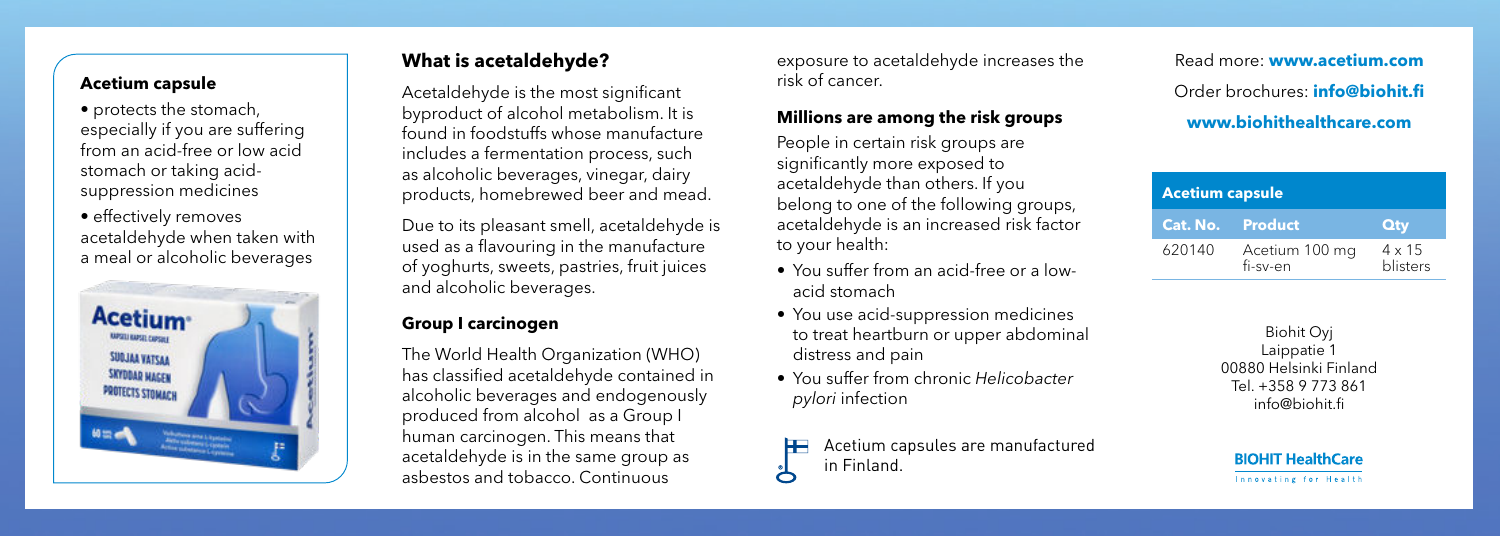### Acetium capsule

- protects the stomach, especially if you are suffering from an acid-free or low acid stomach or taking acid-suppression medicines
- effectively removes acetaldehyde when taken with a meal or alcoholic beverages

## What is acetaldehyde?

Acetaldehyde is the most significant byproduct of alcohol metabolism. It is found in foodstuffs whose manufacture includes a fermentation process, such as alcoholic beverages, vinegar, dairy products, homebrewed beer and mead.

Due to its pleasant smell, acetaldehyde is used as a flavouring in the manufacture of yoghurts, sweets, pastries, fruit juices and alcoholic beverages.

### Group I carcinogen

The World Health Organization (WHO) has classified acetaldehyde contained in alcoholic beverages and endogenously produced from alcohol as a Group I human carcinogen. This means that acetaldehyde is in the same group as asbestos and tobacco. Continuous exposure to acetaldehyde increases the risk of cancer.

### Millions are among the risk groups

People in certain risk groups are significantly more exposed to acetaldehyde than others. If you belong to one of the following groups, acetaldehyde is an increased risk factor to your health:

- You suffer from an acid-free or a low-acid stomach
- You use acid-suppression medicines to treat heartburn or upper abdominal distress and pain
- You suffer from chronic *Helicobacter pylori* infection

Acetium capsules are manufactured in Finland.

Read more: **www.acetium.com**

Order brochures: **info@biohit.fi**

**www.biohithealthcare.com**

| Acetium capsule | | |
|---|---|---|
| **Cat. No.** | **Product** | **Qty** |
| 620140 | Acetium 100 mg fi-sv-en | 4 x 15 blisters |

Biohit Oyj
Laippatie 1
00880 Helsinki Finland
Tel. +358 9 773 861
info@biohit.fi

**BIOHIT HealthCare**
Innovating for Health